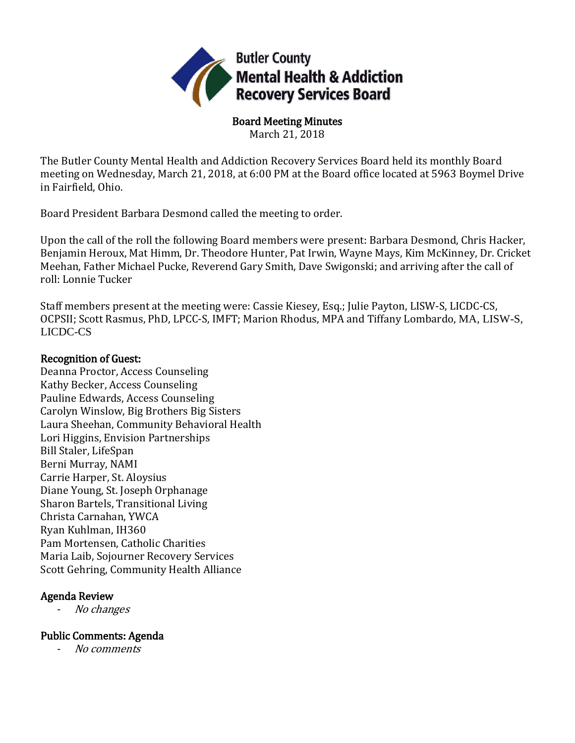# Butler County Mental Health & Addiction Recovery Services Board

## Board Meeting Minutes
March 21, 2018

The Butler County Mental Health and Addiction Recovery Services Board held its monthly Board meeting on Wednesday, March 21, 2018, at 6:00 PM at the Board office located at 5963 Boymel Drive in Fairfield, Ohio.

Board President Barbara Desmond called the meeting to order.

Upon the call of the roll the following Board members were present: Barbara Desmond, Chris Hacker, Benjamin Heroux, Mat Himm, Dr. Theodore Hunter, Pat Irwin, Wayne Mays, Kim McKinney, Dr. Cricket Meehan, Father Michael Pucke, Reverend Gary Smith, Dave Swigonski; and arriving after the call of roll: Lonnie Tucker

Staff members present at the meeting were: Cassie Kiesey, Esq.; Julie Payton, LISW-S, LICDC-CS, OCPSII; Scott Rasmus, PhD, LPCC-S, IMFT; Marion Rhodus, MPA and Tiffany Lombardo, MA, LISW-S, LICDC-CS

### Recognition of Guest:

Deanna Proctor, Access Counseling
Kathy Becker, Access Counseling
Pauline Edwards, Access Counseling
Carolyn Winslow, Big Brothers Big Sisters
Laura Sheehan, Community Behavioral Health
Lori Higgins, Envision Partnerships
Bill Staler, LifeSpan
Berni Murray, NAMI
Carrie Harper, St. Aloysius
Diane Young, St. Joseph Orphanage
Sharon Bartels, Transitional Living
Christa Carnahan, YWCA
Ryan Kuhlman, IH360
Pam Mortensen, Catholic Charities
Maria Laib, Sojourner Recovery Services
Scott Gehring, Community Health Alliance

### Agenda Review

- *No changes*

### Public Comments: Agenda

- *No comments*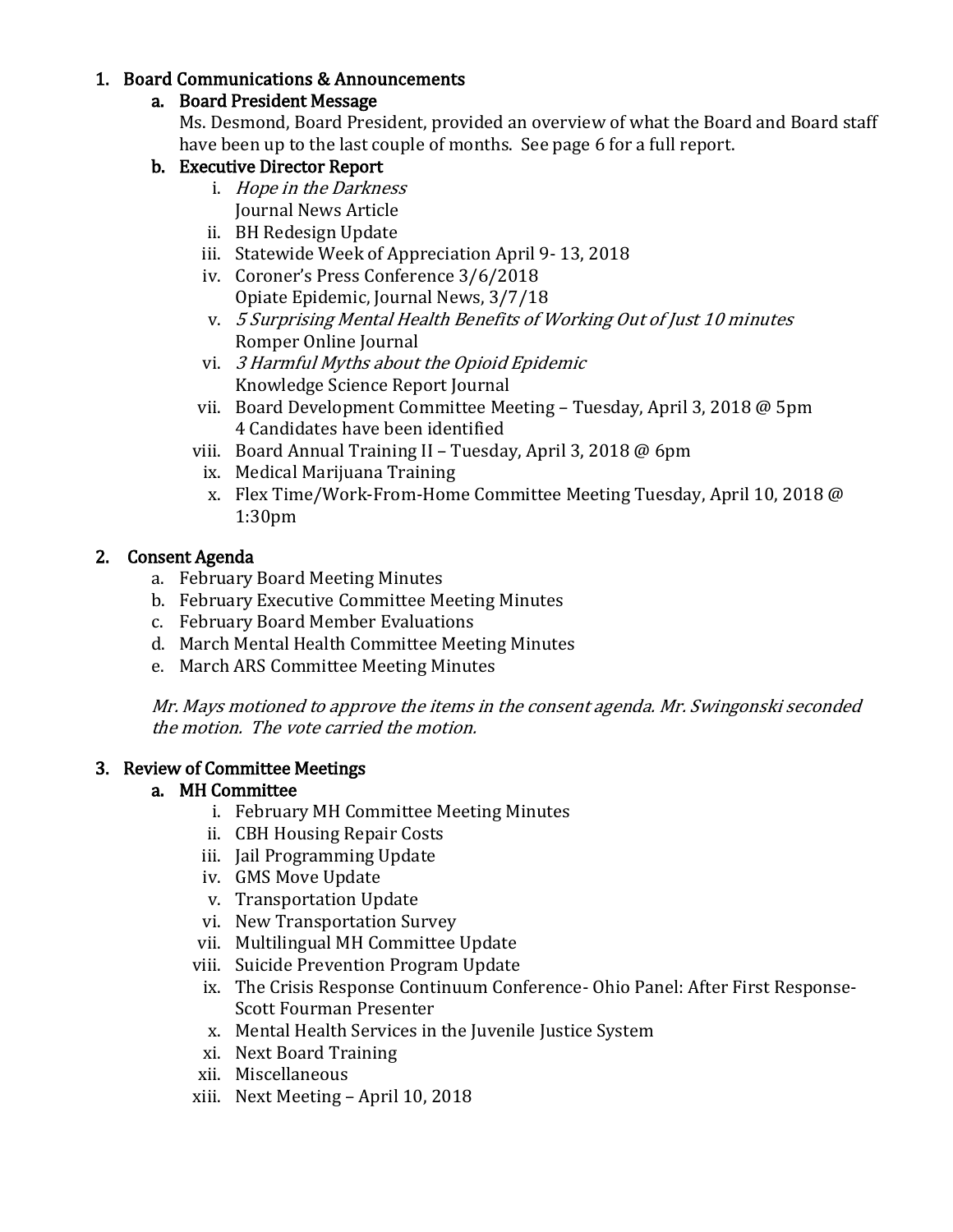1. **Board Communications & Announcements**
   a. **Board President Message**
      Ms. Desmond, Board President, provided an overview of what the Board and Board staff have been up to the last couple of months. See page 6 for a full report.
   b. **Executive Director Report**
      i. *Hope in the Darkness*
         Journal News Article
      ii. BH Redesign Update
      iii. Statewide Week of Appreciation April 9- 13, 2018
      iv. Coroner's Press Conference 3/6/2018
          Opiate Epidemic, Journal News, 3/7/18
      v. *5 Surprising Mental Health Benefits of Working Out of Just 10 minutes*
         Romper Online Journal
      vi. *3 Harmful Myths about the Opioid Epidemic*
          Knowledge Science Report Journal
      vii. Board Development Committee Meeting – Tuesday, April 3, 2018 @ 5pm
           4 Candidates have been identified
      viii. Board Annual Training II – Tuesday, April 3, 2018 @ 6pm
      ix. Medical Marijuana Training
      x. Flex Time/Work-From-Home Committee Meeting Tuesday, April 10, 2018 @ 1:30pm

2. **Consent Agenda**
   a. February Board Meeting Minutes
   b. February Executive Committee Meeting Minutes
   c. February Board Member Evaluations
   d. March Mental Health Committee Meeting Minutes
   e. March ARS Committee Meeting Minutes

   *Mr. Mays motioned to approve the items in the consent agenda. Mr. Swingonski seconded the motion. The vote carried the motion.*

3. **Review of Committee Meetings**
   a. **MH Committee**
      i. February MH Committee Meeting Minutes
      ii. CBH Housing Repair Costs
      iii. Jail Programming Update
      iv. GMS Move Update
      v. Transportation Update
      vi. New Transportation Survey
      vii. Multilingual MH Committee Update
      viii. Suicide Prevention Program Update
      ix. The Crisis Response Continuum Conference- Ohio Panel: After First Response- Scott Fourman Presenter
      x. Mental Health Services in the Juvenile Justice System
      xi. Next Board Training
      xii. Miscellaneous
      xiii. Next Meeting – April 10, 2018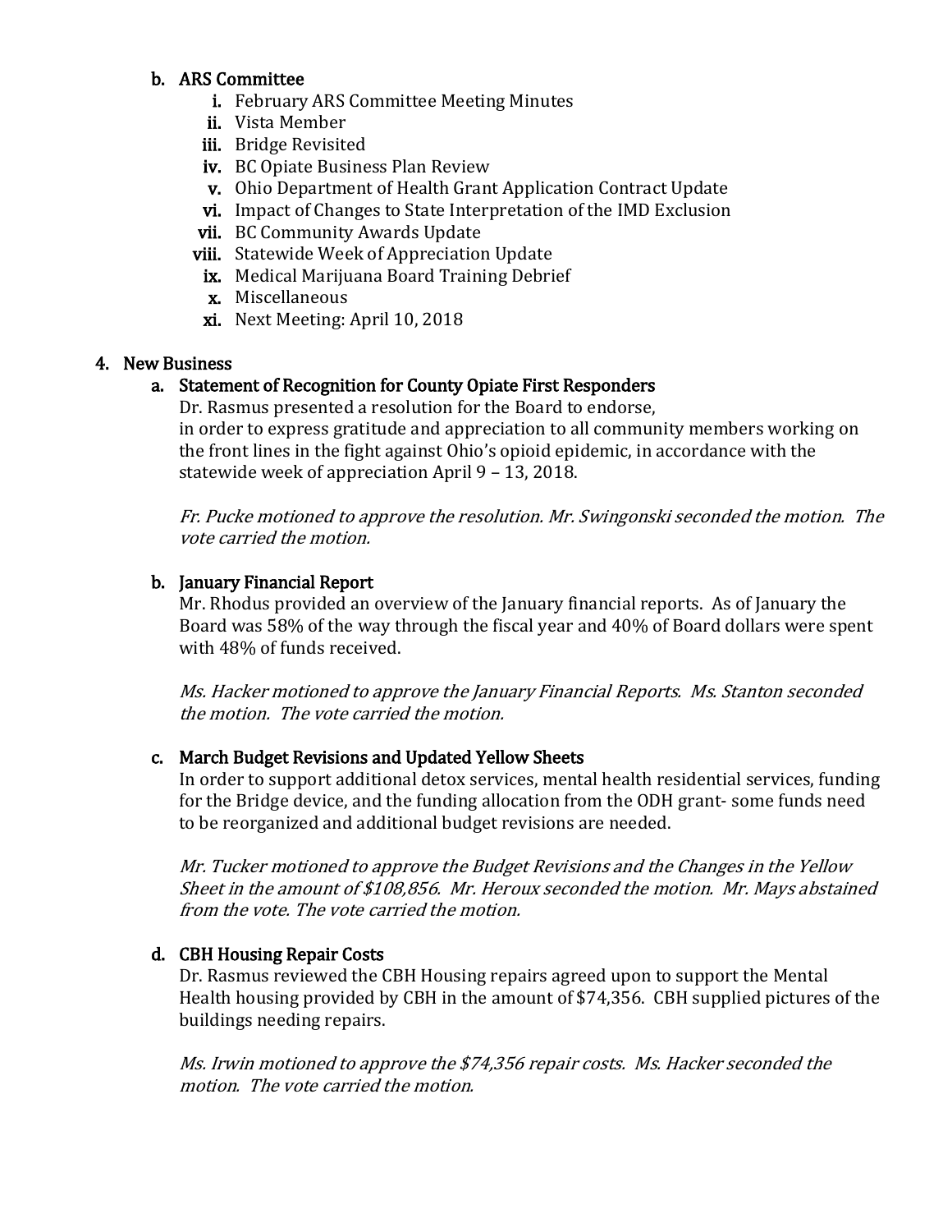b. ARS Committee
   i. February ARS Committee Meeting Minutes
   ii. Vista Member
   iii. Bridge Revisited
   iv. BC Opiate Business Plan Review
   v. Ohio Department of Health Grant Application Contract Update
   vi. Impact of Changes to State Interpretation of the IMD Exclusion
   vii. BC Community Awards Update
   viii. Statewide Week of Appreciation Update
   ix. Medical Marijuana Board Training Debrief
   x. Miscellaneous
   xi. Next Meeting: April 10, 2018

4. New Business

a. Statement of Recognition for County Opiate First Responders

Dr. Rasmus presented a resolution for the Board to endorse, in order to express gratitude and appreciation to all community members working on the front lines in the fight against Ohio's opioid epidemic, in accordance with the statewide week of appreciation April 9 – 13, 2018.

*Fr. Pucke motioned to approve the resolution. Mr. Swingonski seconded the motion. The vote carried the motion.*

b. January Financial Report

Mr. Rhodus provided an overview of the January financial reports. As of January the Board was 58% of the way through the fiscal year and 40% of Board dollars were spent with 48% of funds received.

*Ms. Hacker motioned to approve the January Financial Reports. Ms. Stanton seconded the motion. The vote carried the motion.*

c. March Budget Revisions and Updated Yellow Sheets

In order to support additional detox services, mental health residential services, funding for the Bridge device, and the funding allocation from the ODH grant- some funds need to be reorganized and additional budget revisions are needed.

*Mr. Tucker motioned to approve the Budget Revisions and the Changes in the Yellow Sheet in the amount of $108,856. Mr. Heroux seconded the motion. Mr. Mays abstained from the vote. The vote carried the motion.*

d. CBH Housing Repair Costs

Dr. Rasmus reviewed the CBH Housing repairs agreed upon to support the Mental Health housing provided by CBH in the amount of $74,356. CBH supplied pictures of the buildings needing repairs.

*Ms. Irwin motioned to approve the $74,356 repair costs. Ms. Hacker seconded the motion. The vote carried the motion.*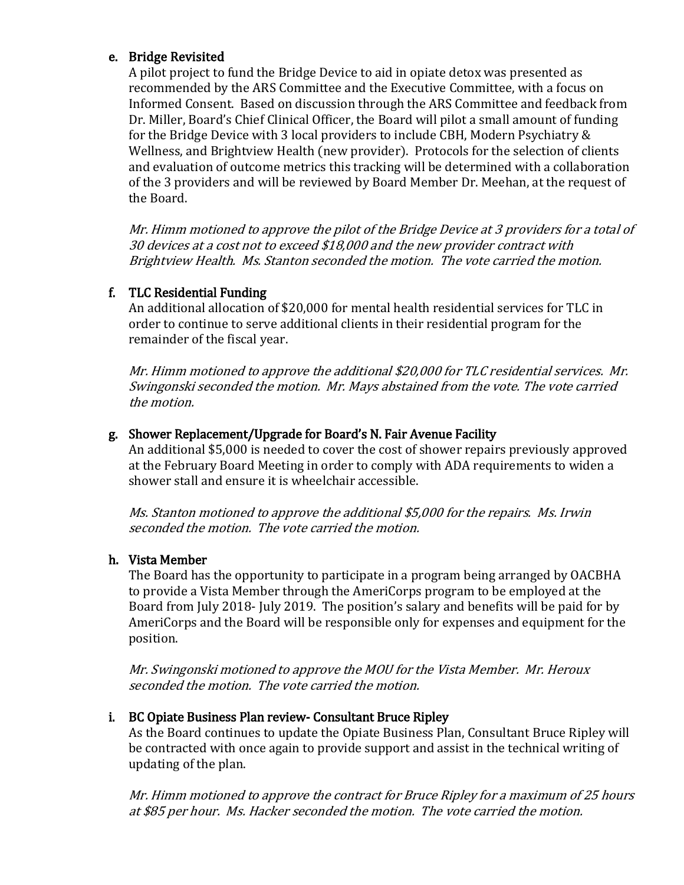e. **Bridge Revisited**

A pilot project to fund the Bridge Device to aid in opiate detox was presented as recommended by the ARS Committee and the Executive Committee, with a focus on Informed Consent. Based on discussion through the ARS Committee and feedback from Dr. Miller, Board's Chief Clinical Officer, the Board will pilot a small amount of funding for the Bridge Device with 3 local providers to include CBH, Modern Psychiatry & Wellness, and Brightview Health (new provider). Protocols for the selection of clients and evaluation of outcome metrics this tracking will be determined with a collaboration of the 3 providers and will be reviewed by Board Member Dr. Meehan, at the request of the Board.

*Mr. Himm motioned to approve the pilot of the Bridge Device at 3 providers for a total of 30 devices at a cost not to exceed $18,000 and the new provider contract with Brightview Health. Ms. Stanton seconded the motion. The vote carried the motion.*

f. **TLC Residential Funding**

An additional allocation of $20,000 for mental health residential services for TLC in order to continue to serve additional clients in their residential program for the remainder of the fiscal year.

*Mr. Himm motioned to approve the additional $20,000 for TLC residential services. Mr. Swingonski seconded the motion. Mr. Mays abstained from the vote. The vote carried the motion.*

g. **Shower Replacement/Upgrade for Board's N. Fair Avenue Facility**

An additional $5,000 is needed to cover the cost of shower repairs previously approved at the February Board Meeting in order to comply with ADA requirements to widen a shower stall and ensure it is wheelchair accessible.

*Ms. Stanton motioned to approve the additional $5,000 for the repairs. Ms. Irwin seconded the motion. The vote carried the motion.*

h. **Vista Member**

The Board has the opportunity to participate in a program being arranged by OACBHA to provide a Vista Member through the AmeriCorps program to be employed at the Board from July 2018- July 2019. The position's salary and benefits will be paid for by AmeriCorps and the Board will be responsible only for expenses and equipment for the position.

*Mr. Swingonski motioned to approve the MOU for the Vista Member. Mr. Heroux seconded the motion. The vote carried the motion.*

i. **BC Opiate Business Plan review- Consultant Bruce Ripley**

As the Board continues to update the Opiate Business Plan, Consultant Bruce Ripley will be contracted with once again to provide support and assist in the technical writing of updating of the plan.

*Mr. Himm motioned to approve the contract for Bruce Ripley for a maximum of 25 hours at $85 per hour. Ms. Hacker seconded the motion. The vote carried the motion.*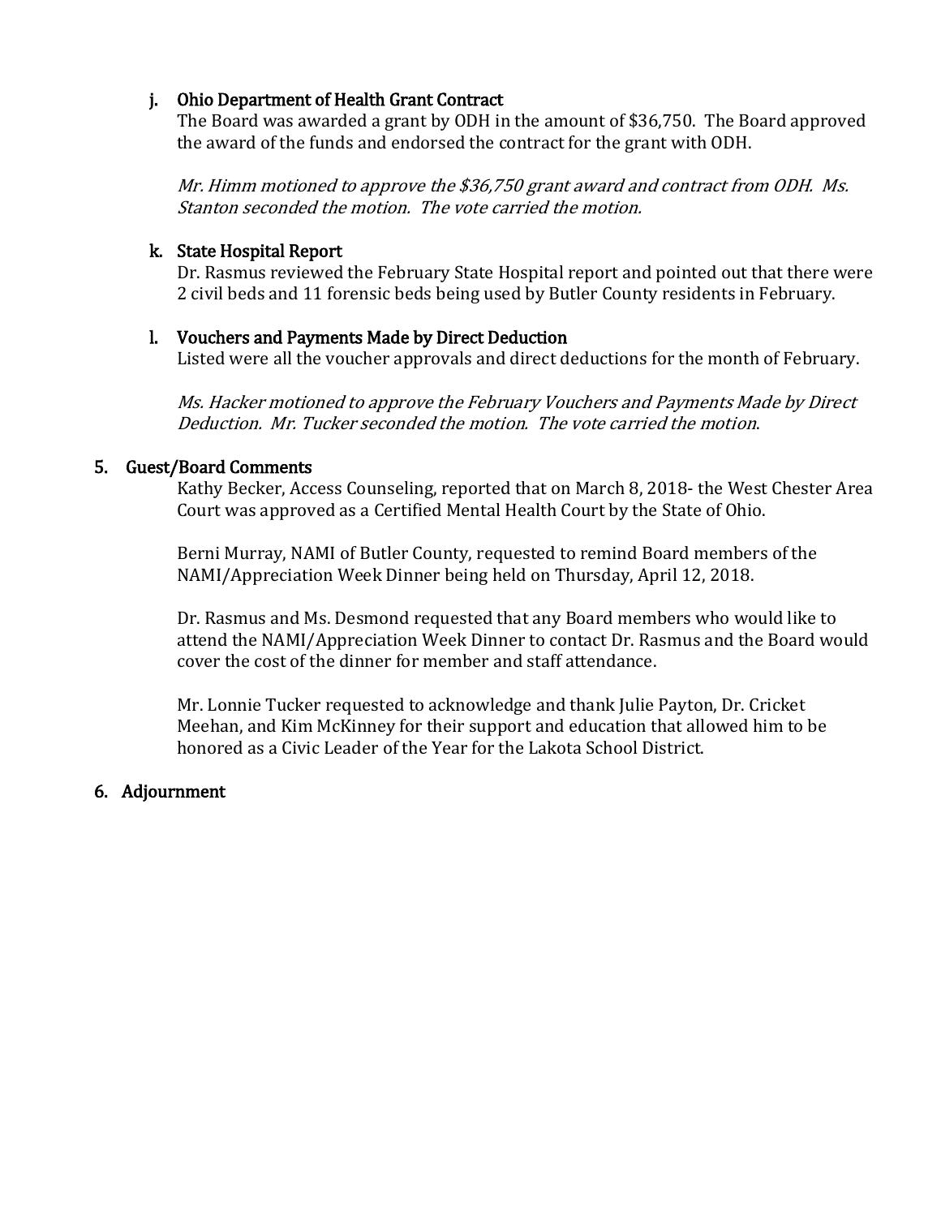### j. Ohio Department of Health Grant Contract

The Board was awarded a grant by ODH in the amount of $36,750. The Board approved the award of the funds and endorsed the contract for the grant with ODH.

*Mr. Himm motioned to approve the $36,750 grant award and contract from ODH. Ms. Stanton seconded the motion. The vote carried the motion.*

### k. State Hospital Report

Dr. Rasmus reviewed the February State Hospital report and pointed out that there were 2 civil beds and 11 forensic beds being used by Butler County residents in February.

### l. Vouchers and Payments Made by Direct Deduction

Listed were all the voucher approvals and direct deductions for the month of February.

*Ms. Hacker motioned to approve the February Vouchers and Payments Made by Direct Deduction. Mr. Tucker seconded the motion. The vote carried the motion*.

## 5. Guest/Board Comments

Kathy Becker, Access Counseling, reported that on March 8, 2018- the West Chester Area Court was approved as a Certified Mental Health Court by the State of Ohio.

Berni Murray, NAMI of Butler County, requested to remind Board members of the NAMI/Appreciation Week Dinner being held on Thursday, April 12, 2018.

Dr. Rasmus and Ms. Desmond requested that any Board members who would like to attend the NAMI/Appreciation Week Dinner to contact Dr. Rasmus and the Board would cover the cost of the dinner for member and staff attendance.

Mr. Lonnie Tucker requested to acknowledge and thank Julie Payton, Dr. Cricket Meehan, and Kim McKinney for their support and education that allowed him to be honored as a Civic Leader of the Year for the Lakota School District.

## 6. Adjournment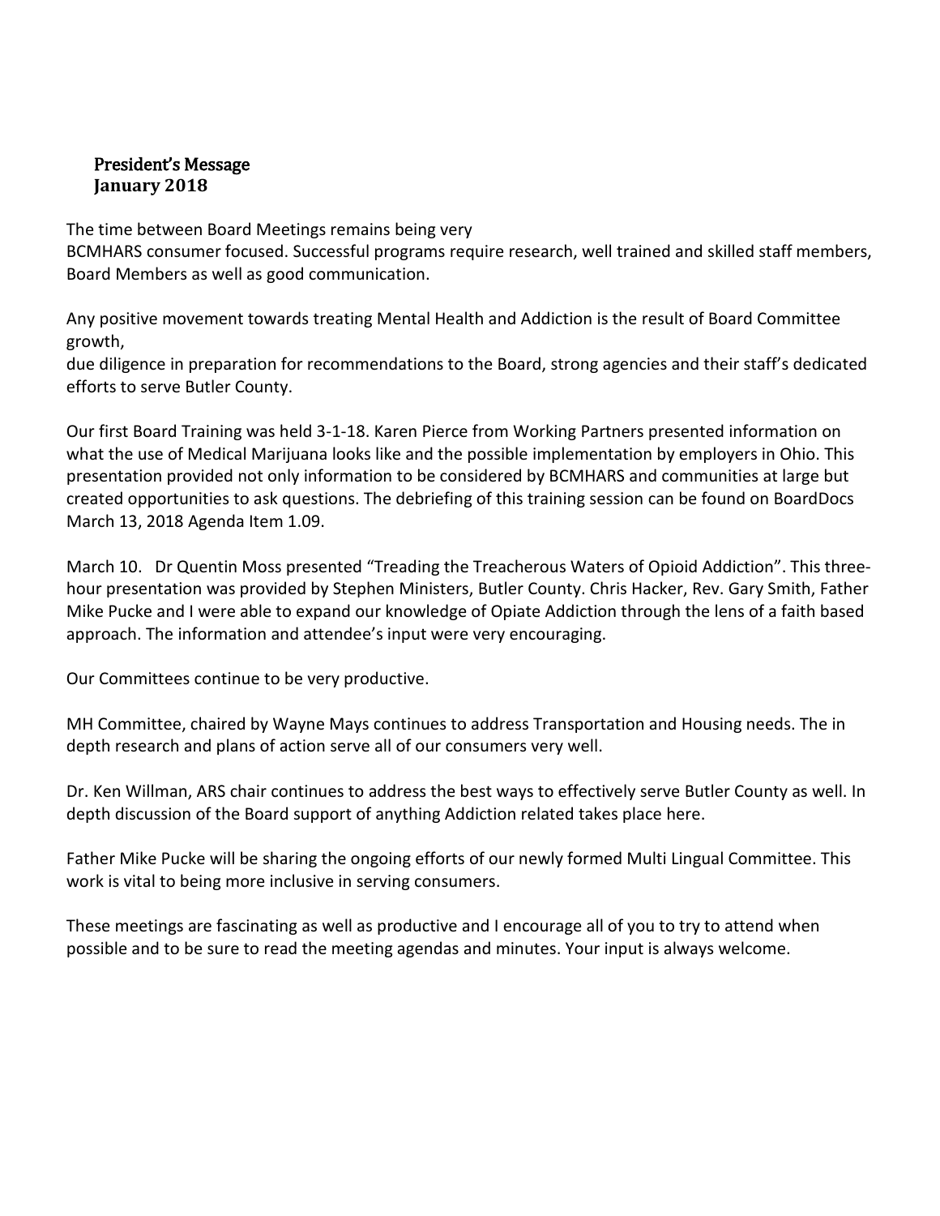## President's Message
**January 2018**

The time between Board Meetings remains being very
BCMHARS consumer focused. Successful programs require research, well trained and skilled staff members, Board Members as well as good communication.

Any positive movement towards treating Mental Health and Addiction is the result of Board Committee growth,
due diligence in preparation for recommendations to the Board, strong agencies and their staff's dedicated efforts to serve Butler County.

Our first Board Training was held 3-1-18. Karen Pierce from Working Partners presented information on what the use of Medical Marijuana looks like and the possible implementation by employers in Ohio. This presentation provided not only information to be considered by BCMHARS and communities at large but created opportunities to ask questions. The debriefing of this training session can be found on BoardDocs March 13, 2018 Agenda Item 1.09.

March 10. Dr Quentin Moss presented "Treading the Treacherous Waters of Opioid Addiction". This three-hour presentation was provided by Stephen Ministers, Butler County. Chris Hacker, Rev. Gary Smith, Father Mike Pucke and I were able to expand our knowledge of Opiate Addiction through the lens of a faith based approach. The information and attendee's input were very encouraging.

Our Committees continue to be very productive.

MH Committee, chaired by Wayne Mays continues to address Transportation and Housing needs. The in depth research and plans of action serve all of our consumers very well.

Dr. Ken Willman, ARS chair continues to address the best ways to effectively serve Butler County as well. In depth discussion of the Board support of anything Addiction related takes place here.

Father Mike Pucke will be sharing the ongoing efforts of our newly formed Multi Lingual Committee. This work is vital to being more inclusive in serving consumers.

These meetings are fascinating as well as productive and I encourage all of you to try to attend when possible and to be sure to read the meeting agendas and minutes. Your input is always welcome.